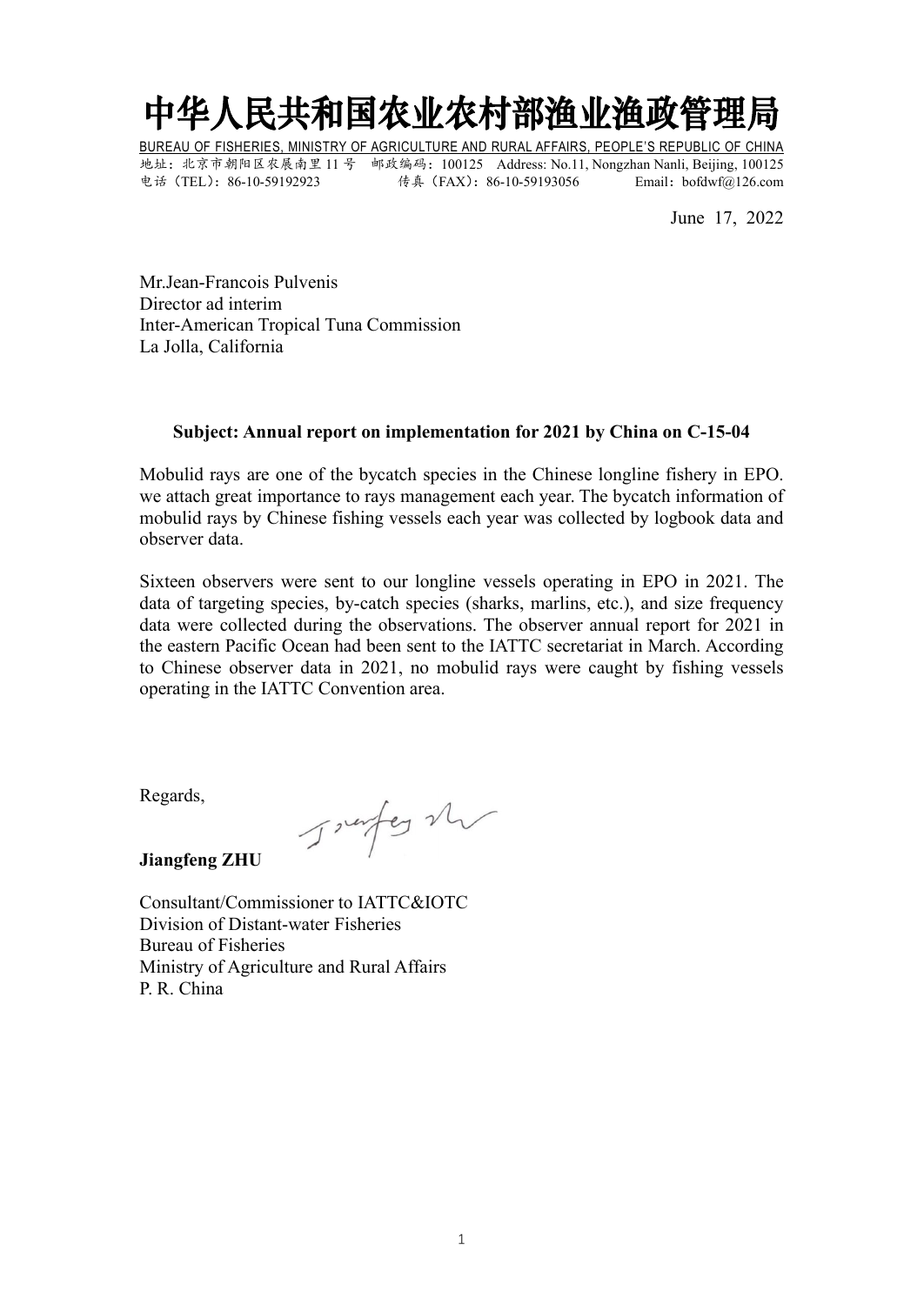# 中华人民共和国农业农村部渔业渔政管理局

BUREAU OF FISHERIES, MINISTRY OF AGRICULTURE AND RURAL AFFAIRS, PEOPLE'S REPUBLIC OF CHINA

地址：北京市朝阳区农展南里 11 号　邮政编码：100125　Address: No.11, Nongzhan Nanli, Beijing, 100125

电话（TEL）：86-10-59192923　　传真（FAX）：86-10-59193056　　Email：bofdwf@126.com

June 17, 2022

Mr.Jean-Francois Pulvenis
Director ad interim
Inter-American Tropical Tuna Commission
La Jolla, California

**Subject: Annual report on implementation for 2021 by China on C-15-04**

Mobulid rays are one of the bycatch species in the Chinese longline fishery in EPO. we attach great importance to rays management each year. The bycatch information of mobulid rays by Chinese fishing vessels each year was collected by logbook data and observer data.

Sixteen observers were sent to our longline vessels operating in EPO in 2021. The data of targeting species, by-catch species (sharks, marlins, etc.), and size frequency data were collected during the observations. The observer annual report for 2021 in the eastern Pacific Ocean had been sent to the IATTC secretariat in March. According to Chinese observer data in 2021, no mobulid rays were caught by fishing vessels operating in the IATTC Convention area.

Regards,

**Jiangfeng ZHU**

Consultant/Commissioner to IATTC&IOTC
Division of Distant-water Fisheries
Bureau of Fisheries
Ministry of Agriculture and Rural Affairs
P. R. China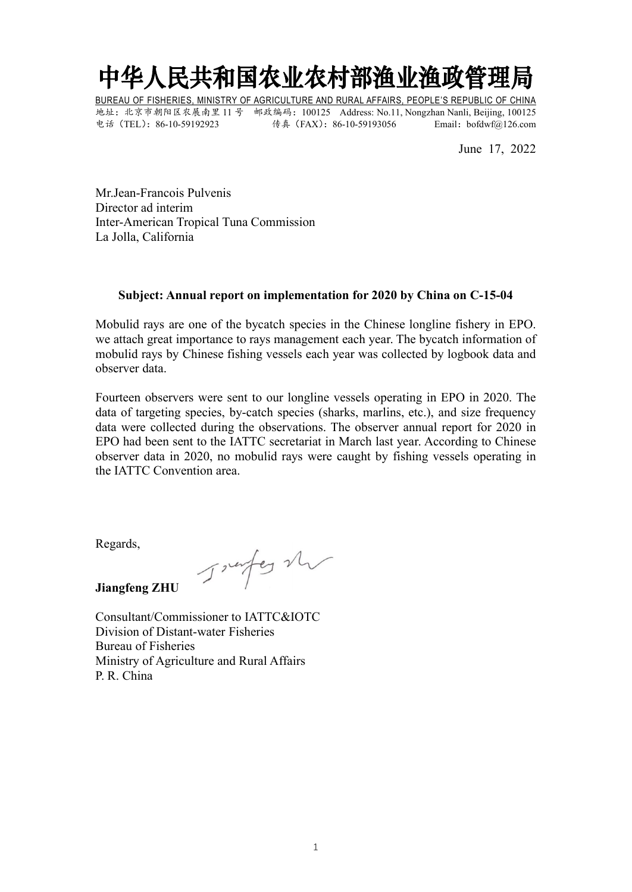# 中华人民共和国农业农村部渔业渔政管理局

BUREAU OF FISHERIES, MINISTRY OF AGRICULTURE AND RURAL AFFAIRS, PEOPLE'S REPUBLIC OF CHINA

地址：北京市朝阳区农展南里 11 号　邮政编码：100125　Address: No.11, Nongzhan Nanli, Beijing, 100125

电话（TEL）：86-10-59192923　传真（FAX）：86-10-59193056　Email：bofdwf@126.com

June 17, 2022

Mr.Jean-Francois Pulvenis
Director ad interim
Inter-American Tropical Tuna Commission
La Jolla, California

**Subject: Annual report on implementation for 2020 by China on C-15-04**

Mobulid rays are one of the bycatch species in the Chinese longline fishery in EPO. we attach great importance to rays management each year. The bycatch information of mobulid rays by Chinese fishing vessels each year was collected by logbook data and observer data.

Fourteen observers were sent to our longline vessels operating in EPO in 2020. The data of targeting species, by-catch species (sharks, marlins, etc.), and size frequency data were collected during the observations. The observer annual report for 2020 in EPO had been sent to the IATTC secretariat in March last year. According to Chinese observer data in 2020, no mobulid rays were caught by fishing vessels operating in the IATTC Convention area.

Regards,

**Jiangfeng ZHU**

Consultant/Commissioner to IATTC&IOTC
Division of Distant-water Fisheries
Bureau of Fisheries
Ministry of Agriculture and Rural Affairs
P. R. China